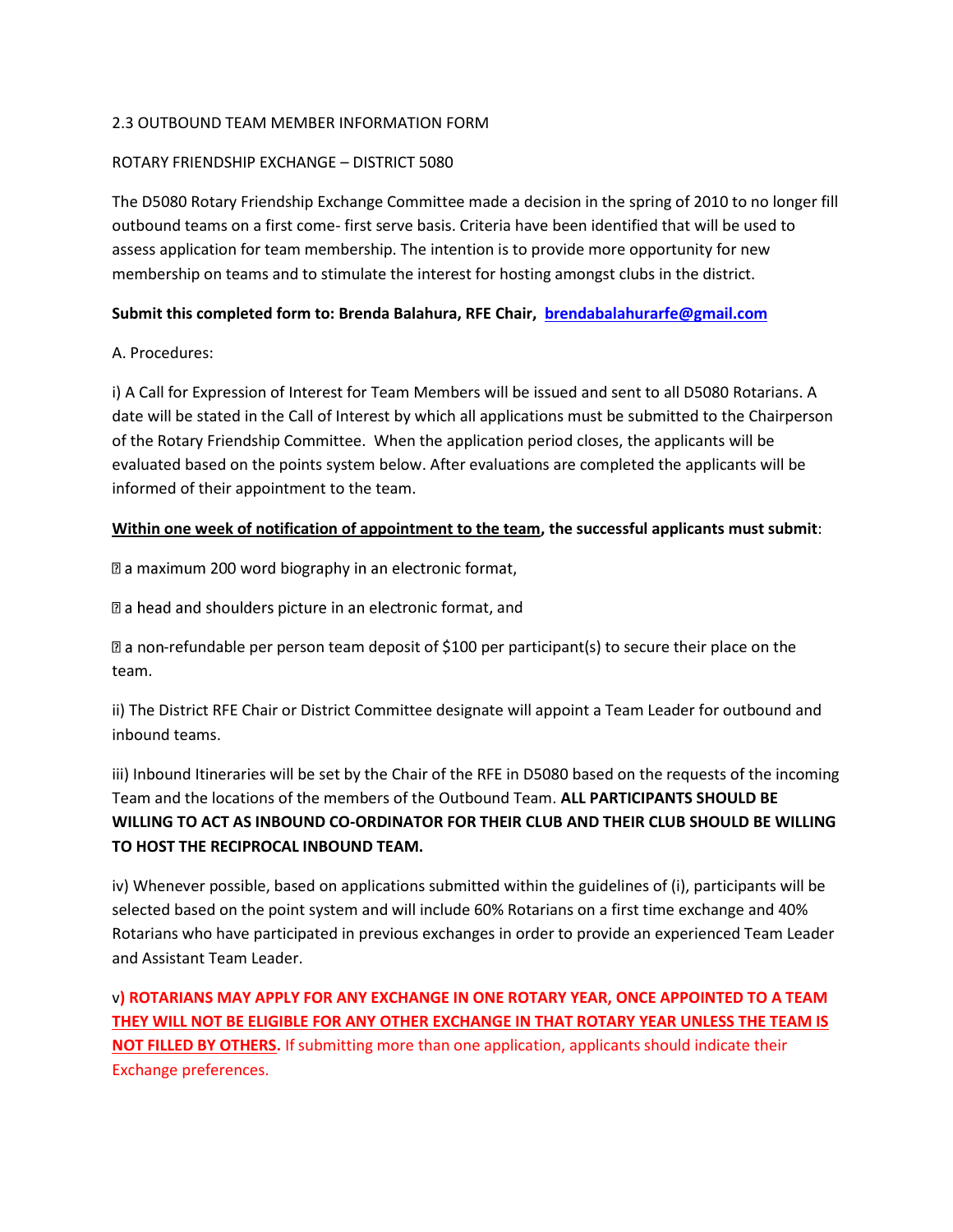2.3 OUTBOUND TEAM MEMBER INFORMATION FORM

ROTARY FRIENDSHIP EXCHANGE – DISTRICT 5080

The D5080 Rotary Friendship Exchange Committee made a decision in the spring of 2010 to no longer fill outbound teams on a first come- first serve basis. Criteria have been identified that will be used to assess application for team membership. The intention is to provide more opportunity for new membership on teams and to stimulate the interest for hosting amongst clubs in the district.

**Submit this completed form to: Brenda Balahura, RFE Chair, brendabalahurarfe@gmail.com**

A. Procedures:

i) A Call for Expression of Interest for Team Members will be issued and sent to all D5080 Rotarians. A date will be stated in the Call of Interest by which all applications must be submitted to the Chairperson of the Rotary Friendship Committee. When the application period closes, the applicants will be evaluated based on the points system below. After evaluations are completed the applicants will be informed of their appointment to the team.

**Within one week of notification of appointment to the team, the successful applicants must submit**:

- a maximum 200 word biography in an electronic format,
- a head and shoulders picture in an electronic format, and
- a non-refundable per person team deposit of $100 per participant(s) to secure their place on the team.

ii) The District RFE Chair or District Committee designate will appoint a Team Leader for outbound and inbound teams.

iii) Inbound Itineraries will be set by the Chair of the RFE in D5080 based on the requests of the incoming Team and the locations of the members of the Outbound Team. **ALL PARTICIPANTS SHOULD BE WILLING TO ACT AS INBOUND CO-ORDINATOR FOR THEIR CLUB AND THEIR CLUB SHOULD BE WILLING TO HOST THE RECIPROCAL INBOUND TEAM.**

iv) Whenever possible, based on applications submitted within the guidelines of (i), participants will be selected based on the point system and will include 60% Rotarians on a first time exchange and 40% Rotarians who have participated in previous exchanges in order to provide an experienced Team Leader and Assistant Team Leader.

v**) ROTARIANS MAY APPLY FOR ANY EXCHANGE IN ONE ROTARY YEAR, ONCE APPOINTED TO A TEAM THEY WILL NOT BE ELIGIBLE FOR ANY OTHER EXCHANGE IN THAT ROTARY YEAR UNLESS THE TEAM IS NOT FILLED BY OTHERS.** If submitting more than one application, applicants should indicate their Exchange preferences.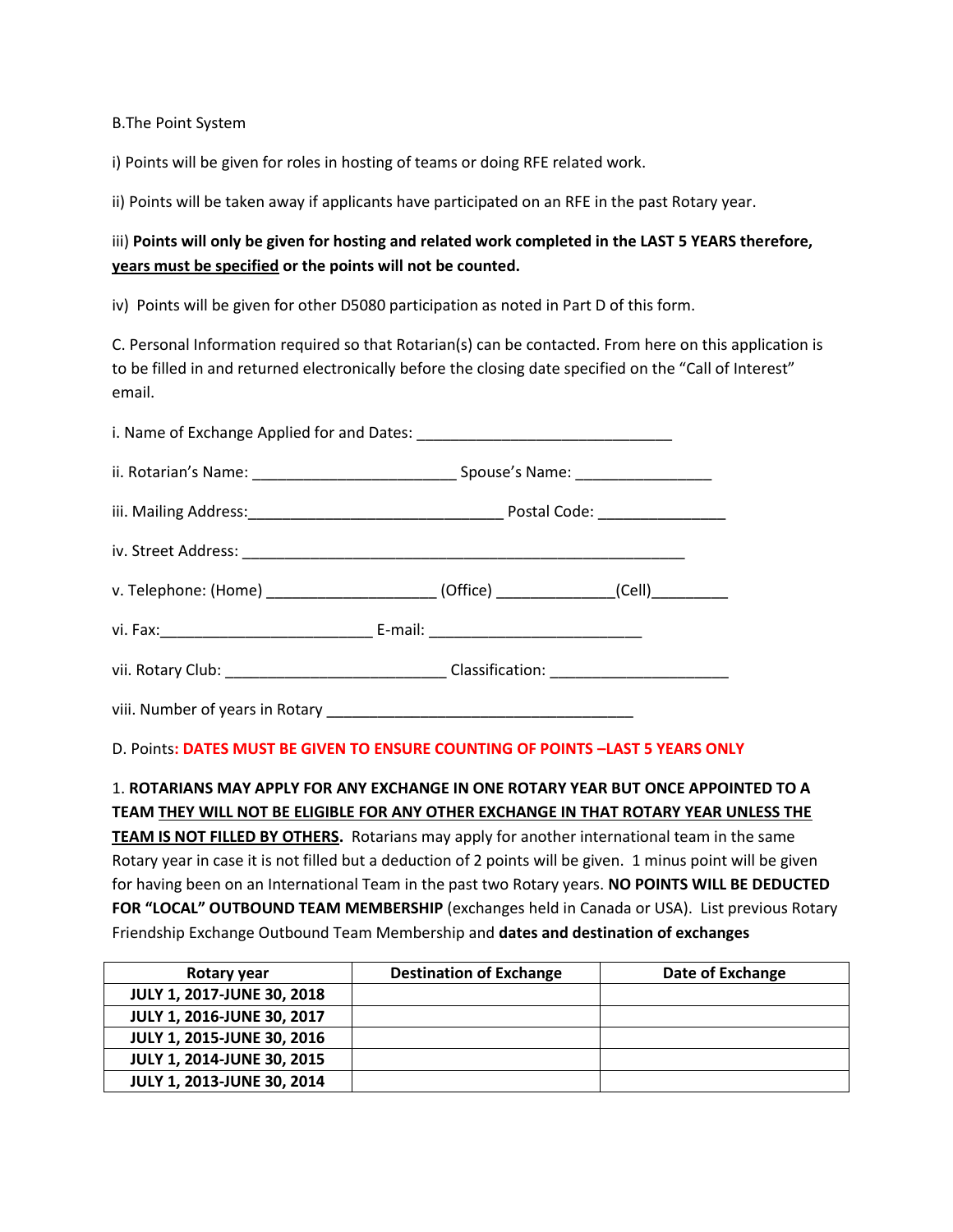B.The Point System

i) Points will be given for roles in hosting of teams or doing RFE related work.

ii) Points will be taken away if applicants have participated on an RFE in the past Rotary year.

iii) **Points will only be given for hosting and related work completed in the LAST 5 YEARS therefore, <u>years must be specified</u> or the points will not be counted.**

iv) Points will be given for other D5080 participation as noted in Part D of this form.

C. Personal Information required so that Rotarian(s) can be contacted. From here on this application is to be filled in and returned electronically before the closing date specified on the "Call of Interest" email.

i. Name of Exchange Applied for and Dates: ______________________________

ii. Rotarian's Name: ________________________ Spouse's Name: ________________

iii. Mailing Address:______________________________ Postal Code: _______________

iv. Street Address: ____________________________________________________

v. Telephone: (Home) ___________________ (Office) _____________(Cell)_________

vi. Fax:_________________________ E-mail: _________________________

vii. Rotary Club: _________________________ Classification: _____________________

viii. Number of years in Rotary ____________________________________

D. Points: **DATES MUST BE GIVEN TO ENSURE COUNTING OF POINTS –LAST 5 YEARS ONLY**

1. **ROTARIANS MAY APPLY FOR ANY EXCHANGE IN ONE ROTARY YEAR BUT ONCE APPOINTED TO A TEAM <u>THEY WILL NOT BE ELIGIBLE FOR ANY OTHER EXCHANGE IN THAT ROTARY YEAR UNLESS THE TEAM IS NOT FILLED BY OTHERS</u>.** Rotarians may apply for another international team in the same Rotary year in case it is not filled but a deduction of 2 points will be given. 1 minus point will be given for having been on an International Team in the past two Rotary years. **NO POINTS WILL BE DEDUCTED FOR "LOCAL" OUTBOUND TEAM MEMBERSHIP** (exchanges held in Canada or USA). List previous Rotary Friendship Exchange Outbound Team Membership and **dates and destination of exchanges**

| Rotary year | Destination of Exchange | Date of Exchange |
|---|---|---|
| JULY 1, 2017-JUNE 30, 2018 | | |
| JULY 1, 2016-JUNE 30, 2017 | | |
| JULY 1, 2015-JUNE 30, 2016 | | |
| JULY 1, 2014-JUNE 30, 2015 | | |
| JULY 1, 2013-JUNE 30, 2014 | | |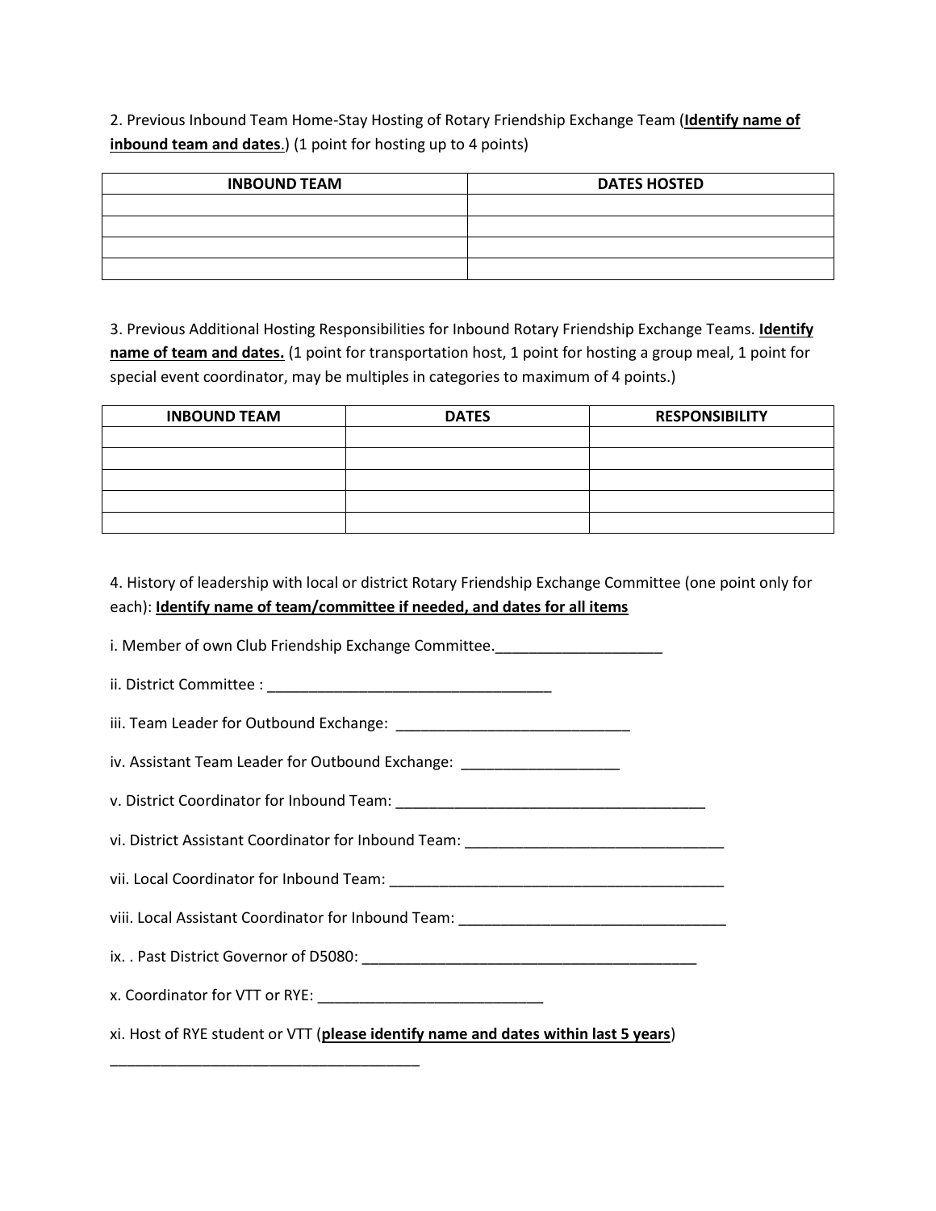2. Previous Inbound Team Home-Stay Hosting of Rotary Friendship Exchange Team (**<u>Identify name of inbound team and dates</u>**.) (1 point for hosting up to 4 points)

| INBOUND TEAM | DATES HOSTED |
|---|---|
| | |
| | |
| | |
| | |

3. Previous Additional Hosting Responsibilities for Inbound Rotary Friendship Exchange Teams. **<u>Identify name of team and dates.</u>** (1 point for transportation host, 1 point for hosting a group meal, 1 point for special event coordinator, may be multiples in categories to maximum of 4 points.)

| INBOUND TEAM | DATES | RESPONSIBILITY |
|---|---|---|
| | | |
| | | |
| | | |
| | | |
| | | |

4. History of leadership with local or district Rotary Friendship Exchange Committee (one point only for each): **<u>Identify name of team/committee if needed, and dates for all items</u>**

i. Member of own Club Friendship Exchange Committee.____________________

ii. District Committee : ___________________________________

iii. Team Leader for Outbound Exchange: ____________________________

iv. Assistant Team Leader for Outbound Exchange: ___________________

v. District Coordinator for Inbound Team: ______________________________________

vi. District Assistant Coordinator for Inbound Team: _______________________________

vii. Local Coordinator for Inbound Team: _________________________________________

viii. Local Assistant Coordinator for Inbound Team: ________________________________

ix. . Past District Governor of D5080: _________________________________________

x. Coordinator for VTT or RYE: ___________________________

xi. Host of RYE student or VTT (**<u>please identify name and dates within last 5 years</u>**)

______________________________________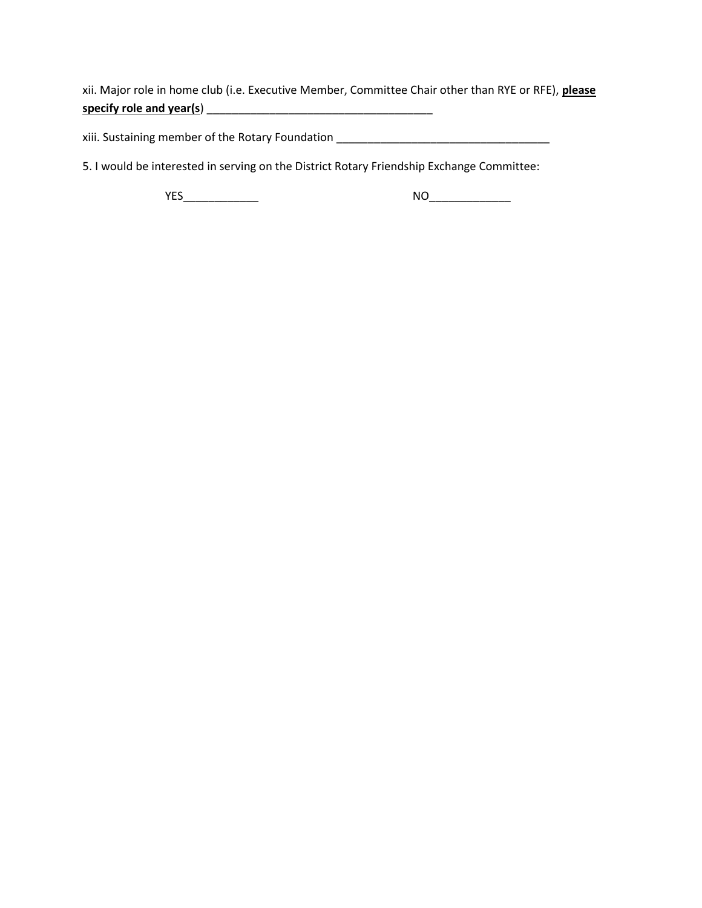xii. Major role in home club (i.e. Executive Member, Committee Chair other than RYE or RFE), **please specify role and year(s**) ____________________________________

xiii. Sustaining member of the Rotary Foundation _________________________________

5. I would be interested in serving on the District Rotary Friendship Exchange Committee:

YES____________ NO_____________